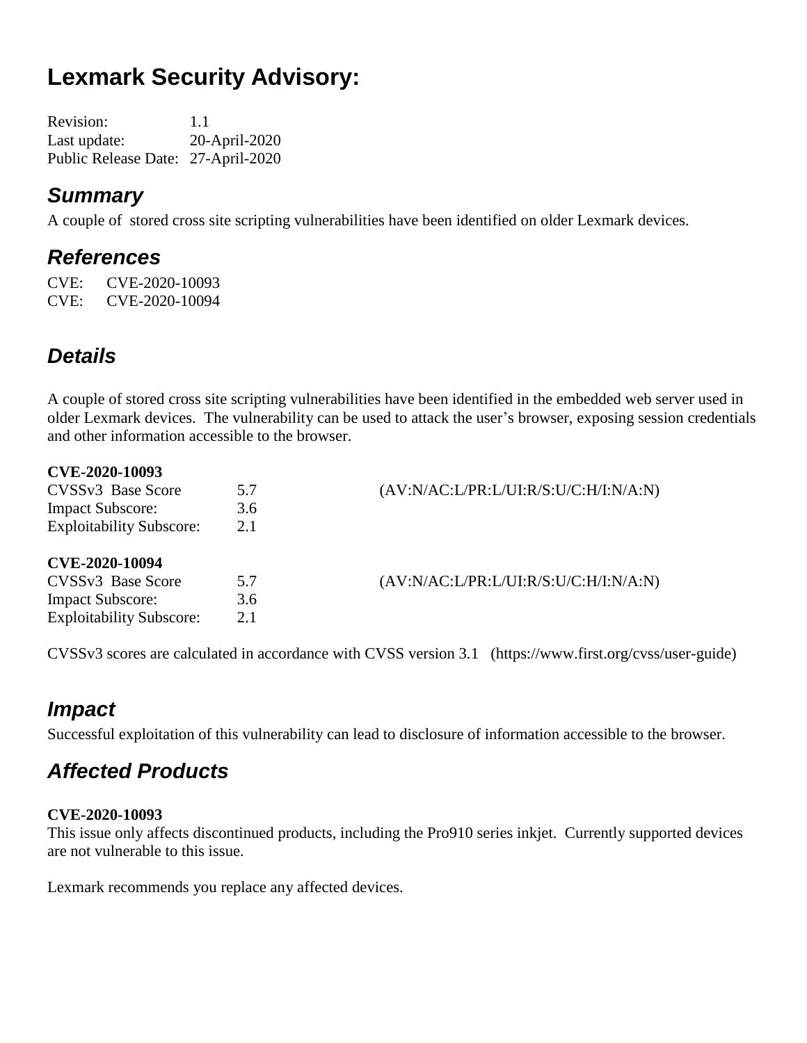# Lexmark Security Advisory:

Revision: 1.1
Last update: 20-April-2020
Public Release Date: 27-April-2020

## *Summary*

A couple of stored cross site scripting vulnerabilities have been identified on older Lexmark devices.

## *References*

CVE: CVE-2020-10093
CVE: CVE-2020-10094

## *Details*

A couple of stored cross site scripting vulnerabilities have been identified in the embedded web server used in older Lexmark devices. The vulnerability can be used to attack the user's browser, exposing session credentials and other information accessible to the browser.

**CVE-2020-10093**

| | | |
|---|---|---|
| CVSSv3 Base Score | 5.7 | (AV:N/AC:L/PR:L/UI:R/S:U/C:H/I:N/A:N) |
| Impact Subscore: | 3.6 | |
| Exploitability Subscore: | 2.1 | |

**CVE-2020-10094**

| | | |
|---|---|---|
| CVSSv3 Base Score | 5.7 | (AV:N/AC:L/PR:L/UI:R/S:U/C:H/I:N/A:N) |
| Impact Subscore: | 3.6 | |
| Exploitability Subscore: | 2.1 | |

CVSSv3 scores are calculated in accordance with CVSS version 3.1 (https://www.first.org/cvss/user-guide)

## *Impact*

Successful exploitation of this vulnerability can lead to disclosure of information accessible to the browser.

## *Affected Products*

**CVE-2020-10093**

This issue only affects discontinued products, including the Pro910 series inkjet. Currently supported devices are not vulnerable to this issue.

Lexmark recommends you replace any affected devices.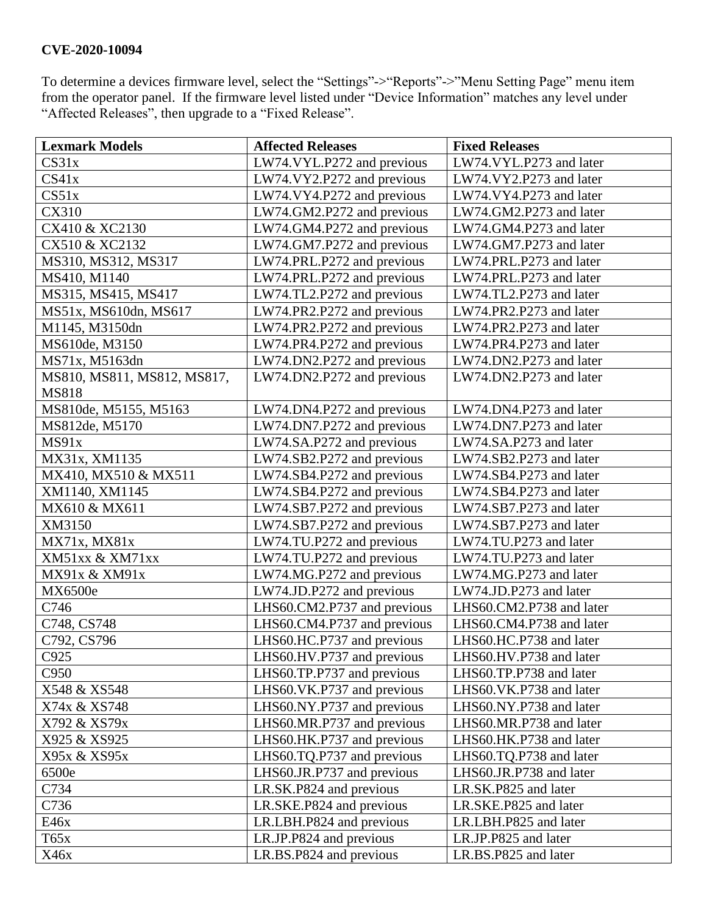**CVE-2020-10094**

To determine a devices firmware level, select the "Settings"->"Reports"->"Menu Setting Page" menu item from the operator panel. If the firmware level listed under "Device Information" matches any level under "Affected Releases", then upgrade to a "Fixed Release".

| Lexmark Models | Affected Releases | Fixed Releases |
|---|---|---|
| CS31x | LW74.VYL.P272 and previous | LW74.VYL.P273 and later |
| CS41x | LW74.VY2.P272 and previous | LW74.VY2.P273 and later |
| CS51x | LW74.VY4.P272 and previous | LW74.VY4.P273 and later |
| CX310 | LW74.GM2.P272 and previous | LW74.GM2.P273 and later |
| CX410 & XC2130 | LW74.GM4.P272 and previous | LW74.GM4.P273 and later |
| CX510 & XC2132 | LW74.GM7.P272 and previous | LW74.GM7.P273 and later |
| MS310, MS312, MS317 | LW74.PRL.P272 and previous | LW74.PRL.P273 and later |
| MS410, M1140 | LW74.PRL.P272 and previous | LW74.PRL.P273 and later |
| MS315, MS415, MS417 | LW74.TL2.P272 and previous | LW74.TL2.P273 and later |
| MS51x, MS610dn, MS617 | LW74.PR2.P272 and previous | LW74.PR2.P273 and later |
| M1145, M3150dn | LW74.PR2.P272 and previous | LW74.PR2.P273 and later |
| MS610de, M3150 | LW74.PR4.P272 and previous | LW74.PR4.P273 and later |
| MS71x, M5163dn | LW74.DN2.P272 and previous | LW74.DN2.P273 and later |
| MS810, MS811, MS812, MS817, MS818 | LW74.DN2.P272 and previous | LW74.DN2.P273 and later |
| MS810de, M5155, M5163 | LW74.DN4.P272 and previous | LW74.DN4.P273 and later |
| MS812de, M5170 | LW74.DN7.P272 and previous | LW74.DN7.P273 and later |
| MS91x | LW74.SA.P272 and previous | LW74.SA.P273 and later |
| MX31x, XM1135 | LW74.SB2.P272 and previous | LW74.SB2.P273 and later |
| MX410, MX510 & MX511 | LW74.SB4.P272 and previous | LW74.SB4.P273 and later |
| XM1140, XM1145 | LW74.SB4.P272 and previous | LW74.SB4.P273 and later |
| MX610 & MX611 | LW74.SB7.P272 and previous | LW74.SB7.P273 and later |
| XM3150 | LW74.SB7.P272 and previous | LW74.SB7.P273 and later |
| MX71x, MX81x | LW74.TU.P272 and previous | LW74.TU.P273 and later |
| XM51xx & XM71xx | LW74.TU.P272 and previous | LW74.TU.P273 and later |
| MX91x & XM91x | LW74.MG.P272 and previous | LW74.MG.P273 and later |
| MX6500e | LW74.JD.P272 and previous | LW74.JD.P273 and later |
| C746 | LHS60.CM2.P737 and previous | LHS60.CM2.P738 and later |
| C748, CS748 | LHS60.CM4.P737 and previous | LHS60.CM4.P738 and later |
| C792, CS796 | LHS60.HC.P737 and previous | LHS60.HC.P738 and later |
| C925 | LHS60.HV.P737 and previous | LHS60.HV.P738 and later |
| C950 | LHS60.TP.P737 and previous | LHS60.TP.P738 and later |
| X548 & XS548 | LHS60.VK.P737 and previous | LHS60.VK.P738 and later |
| X74x & XS748 | LHS60.NY.P737 and previous | LHS60.NY.P738 and later |
| X792 & XS79x | LHS60.MR.P737 and previous | LHS60.MR.P738 and later |
| X925 & XS925 | LHS60.HK.P737 and previous | LHS60.HK.P738 and later |
| X95x & XS95x | LHS60.TQ.P737 and previous | LHS60.TQ.P738 and later |
| 6500e | LHS60.JR.P737 and previous | LHS60.JR.P738 and later |
| C734 | LR.SK.P824 and previous | LR.SK.P825 and later |
| C736 | LR.SKE.P824 and previous | LR.SKE.P825 and later |
| E46x | LR.LBH.P824 and previous | LR.LBH.P825 and later |
| T65x | LR.JP.P824 and previous | LR.JP.P825 and later |
| X46x | LR.BS.P824 and previous | LR.BS.P825 and later |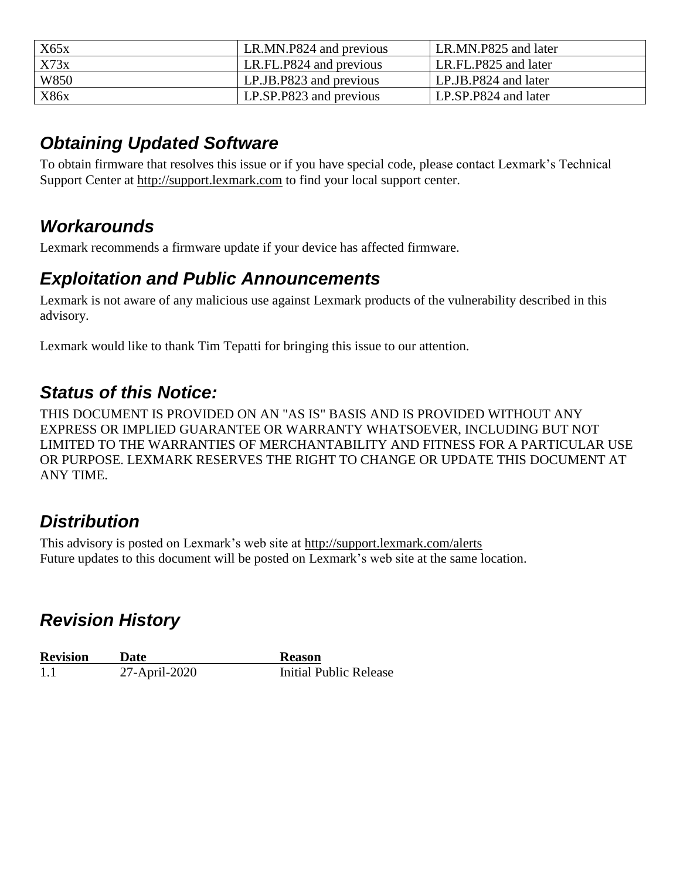| | | |
|---|---|---|
| X65x | LR.MN.P824 and previous | LR.MN.P825 and later |
| X73x | LR.FL.P824 and previous | LR.FL.P825 and later |
| W850 | LP.JB.P823 and previous | LP.JB.P824 and later |
| X86x | LP.SP.P823 and previous | LP.SP.P824 and later |

## *Obtaining Updated Software*

To obtain firmware that resolves this issue or if you have special code, please contact Lexmark's Technical Support Center at http://support.lexmark.com to find your local support center.

## *Workarounds*

Lexmark recommends a firmware update if your device has affected firmware.

## *Exploitation and Public Announcements*

Lexmark is not aware of any malicious use against Lexmark products of the vulnerability described in this advisory.

Lexmark would like to thank Tim Tepatti for bringing this issue to our attention.

## *Status of this Notice:*

THIS DOCUMENT IS PROVIDED ON AN "AS IS" BASIS AND IS PROVIDED WITHOUT ANY EXPRESS OR IMPLIED GUARANTEE OR WARRANTY WHATSOEVER, INCLUDING BUT NOT LIMITED TO THE WARRANTIES OF MERCHANTABILITY AND FITNESS FOR A PARTICULAR USE OR PURPOSE. LEXMARK RESERVES THE RIGHT TO CHANGE OR UPDATE THIS DOCUMENT AT ANY TIME.

## *Distribution*

This advisory is posted on Lexmark's web site at http://support.lexmark.com/alerts
Future updates to this document will be posted on Lexmark's web site at the same location.

## *Revision History*

| Revision | Date | Reason |
|---|---|---|
| 1.1 | 27-April-2020 | Initial Public Release |